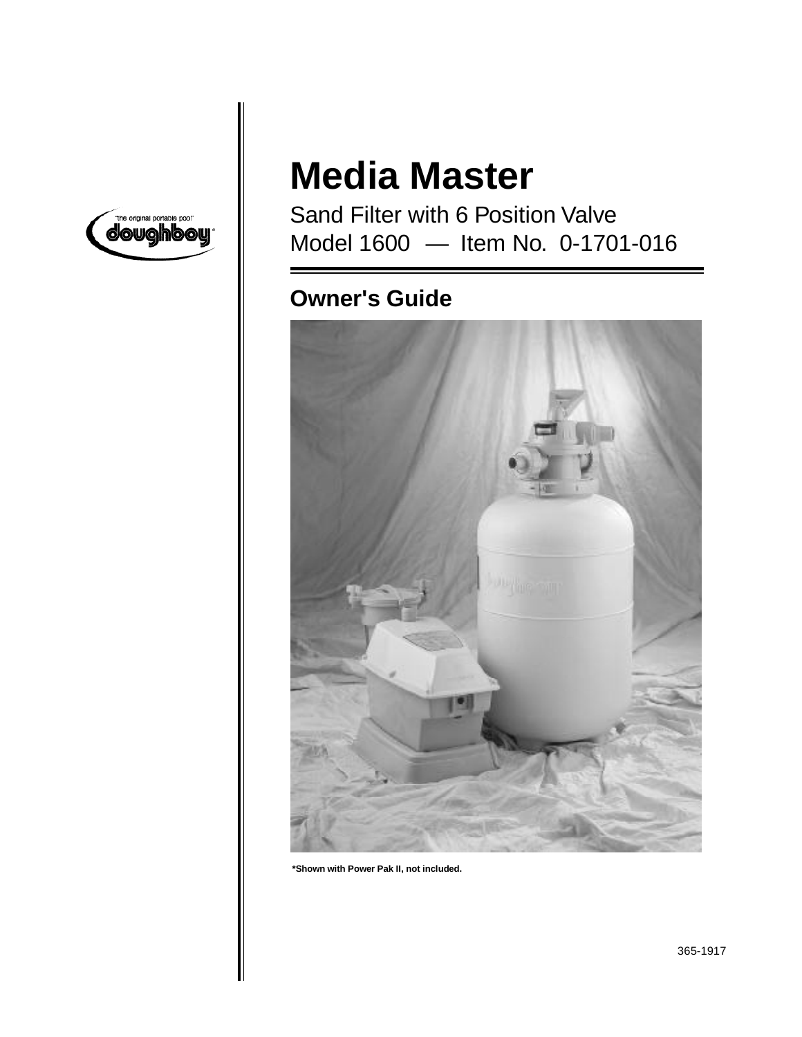"the original portable pool"

doughboy

# Media Master

Sand Filter with 6 Position Valve
Model 1600 — Item No. 0-1701-016

## Owner's Guide

**\*Shown with Power Pak II, not included.**

365-1917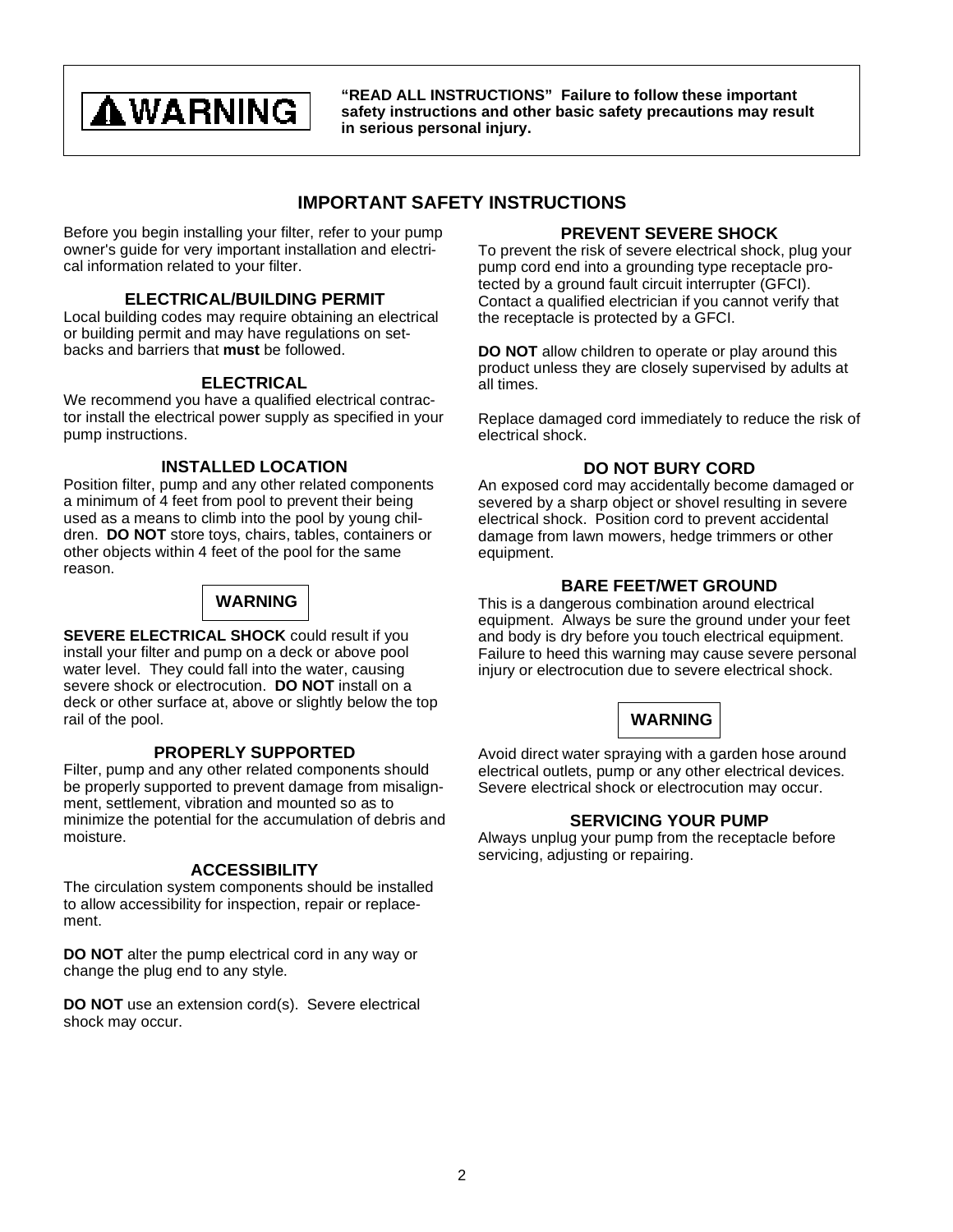**⚠WARNING**

**"READ ALL INSTRUCTIONS" Failure to follow these important safety instructions and other basic safety precautions may result in serious personal injury.**

## IMPORTANT SAFETY INSTRUCTIONS

Before you begin installing your filter, refer to your pump owner's guide for very important installation and electrical information related to your filter.

### ELECTRICAL/BUILDING PERMIT

Local building codes may require obtaining an electrical or building permit and may have regulations on setbacks and barriers that **must** be followed.

### ELECTRICAL

We recommend you have a qualified electrical contractor install the electrical power supply as specified in your pump instructions.

### INSTALLED LOCATION

Position filter, pump and any other related components a minimum of 4 feet from pool to prevent their being used as a means to climb into the pool by young children. **DO NOT** store toys, chairs, tables, containers or other objects within 4 feet of the pool for the same reason.

**WARNING**

**SEVERE ELECTRICAL SHOCK** could result if you install your filter and pump on a deck or above pool water level. They could fall into the water, causing severe shock or electrocution. **DO NOT** install on a deck or other surface at, above or slightly below the top rail of the pool.

### PROPERLY SUPPORTED

Filter, pump and any other related components should be properly supported to prevent damage from misalignment, settlement, vibration and mounted so as to minimize the potential for the accumulation of debris and moisture.

### ACCESSIBILITY

The circulation system components should be installed to allow accessibility for inspection, repair or replacement.

**DO NOT** alter the pump electrical cord in any way or change the plug end to any style.

**DO NOT** use an extension cord(s). Severe electrical shock may occur.

### PREVENT SEVERE SHOCK

To prevent the risk of severe electrical shock, plug your pump cord end into a grounding type receptacle protected by a ground fault circuit interrupter (GFCI). Contact a qualified electrician if you cannot verify that the receptacle is protected by a GFCI.

**DO NOT** allow children to operate or play around this product unless they are closely supervised by adults at all times.

Replace damaged cord immediately to reduce the risk of electrical shock.

### DO NOT BURY CORD

An exposed cord may accidentally become damaged or severed by a sharp object or shovel resulting in severe electrical shock. Position cord to prevent accidental damage from lawn mowers, hedge trimmers or other equipment.

### BARE FEET/WET GROUND

This is a dangerous combination around electrical equipment. Always be sure the ground under your feet and body is dry before you touch electrical equipment. Failure to heed this warning may cause severe personal injury or electrocution due to severe electrical shock.

**WARNING**

Avoid direct water spraying with a garden hose around electrical outlets, pump or any other electrical devices. Severe electrical shock or electrocution may occur.

### SERVICING YOUR PUMP

Always unplug your pump from the receptacle before servicing, adjusting or repairing.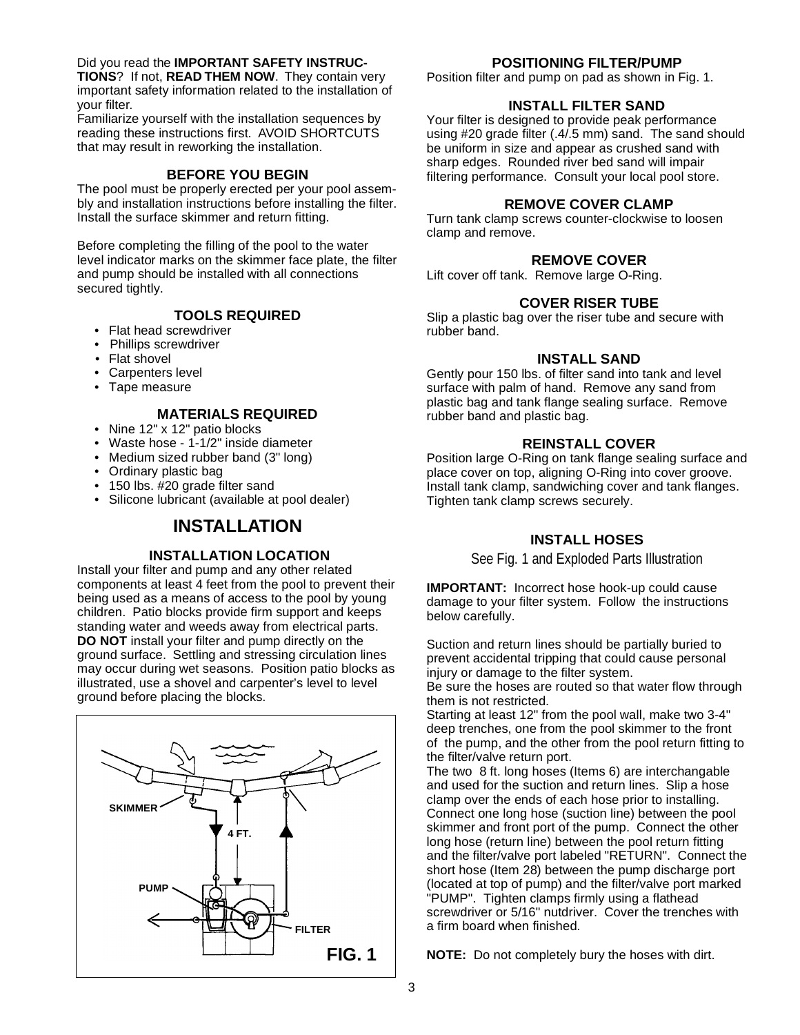Did you read the **IMPORTANT SAFETY INSTRUCTIONS**? If not, **READ THEM NOW**. They contain very important safety information related to the installation of your filter.

Familiarize yourself with the installation sequences by reading these instructions first. AVOID SHORTCUTS that may result in reworking the installation.

### BEFORE YOU BEGIN

The pool must be properly erected per your pool assembly and installation instructions before installing the filter. Install the surface skimmer and return fitting.

Before completing the filling of the pool to the water level indicator marks on the skimmer face plate, the filter and pump should be installed with all connections secured tightly.

### TOOLS REQUIRED

- Flat head screwdriver
- Phillips screwdriver
- Flat shovel
- Carpenters level
- Tape measure

### MATERIALS REQUIRED

- Nine 12" x 12" patio blocks
- Waste hose - 1-1/2" inside diameter
- Medium sized rubber band (3" long)
- Ordinary plastic bag
- 150 lbs. #20 grade filter sand
- Silicone lubricant (available at pool dealer)

## INSTALLATION

### INSTALLATION LOCATION

Install your filter and pump and any other related components at least 4 feet from the pool to prevent their being used as a means of access to the pool by young children. Patio blocks provide firm support and keeps standing water and weeds away from electrical parts. **DO NOT** install your filter and pump directly on the ground surface. Settling and stressing circulation lines may occur during wet seasons. Position patio blocks as illustrated, use a shovel and carpenter's level to level ground before placing the blocks.

SKIMMER
4 FT.
PUMP
FILTER

**FIG. 1**

### POSITIONING FILTER/PUMP

Position filter and pump on pad as shown in Fig. 1.

### INSTALL FILTER SAND

Your filter is designed to provide peak performance using #20 grade filter (.4/.5 mm) sand. The sand should be uniform in size and appear as crushed sand with sharp edges. Rounded river bed sand will impair filtering performance. Consult your local pool store.

### REMOVE COVER CLAMP

Turn tank clamp screws counter-clockwise to loosen clamp and remove.

### REMOVE COVER

Lift cover off tank. Remove large O-Ring.

### COVER RISER TUBE

Slip a plastic bag over the riser tube and secure with rubber band.

### INSTALL SAND

Gently pour 150 lbs. of filter sand into tank and level surface with palm of hand. Remove any sand from plastic bag and tank flange sealing surface. Remove rubber band and plastic bag.

### REINSTALL COVER

Position large O-Ring on tank flange sealing surface and place cover on top, aligning O-Ring into cover groove. Install tank clamp, sandwiching cover and tank flanges. Tighten tank clamp screws securely.

### INSTALL HOSES

See Fig. 1 and Exploded Parts Illustration

**IMPORTANT:** Incorrect hose hook-up could cause damage to your filter system. Follow the instructions below carefully.

Suction and return lines should be partially buried to prevent accidental tripping that could cause personal injury or damage to the filter system.

Be sure the hoses are routed so that water flow through them is not restricted.

Starting at least 12" from the pool wall, make two 3-4" deep trenches, one from the pool skimmer to the front of the pump, and the other from the pool return fitting to the filter/valve return port.

The two 8 ft. long hoses (Items 6) are interchangable and used for the suction and return lines. Slip a hose clamp over the ends of each hose prior to installing. Connect one long hose (suction line) between the pool skimmer and front port of the pump. Connect the other long hose (return line) between the pool return fitting and the filter/valve port labeled "RETURN". Connect the short hose (Item 28) between the pump discharge port (located at top of pump) and the filter/valve port marked "PUMP". Tighten clamps firmly using a flathead screwdriver or 5/16" nutdriver. Cover the trenches with a firm board when finished.

**NOTE:** Do not completely bury the hoses with dirt.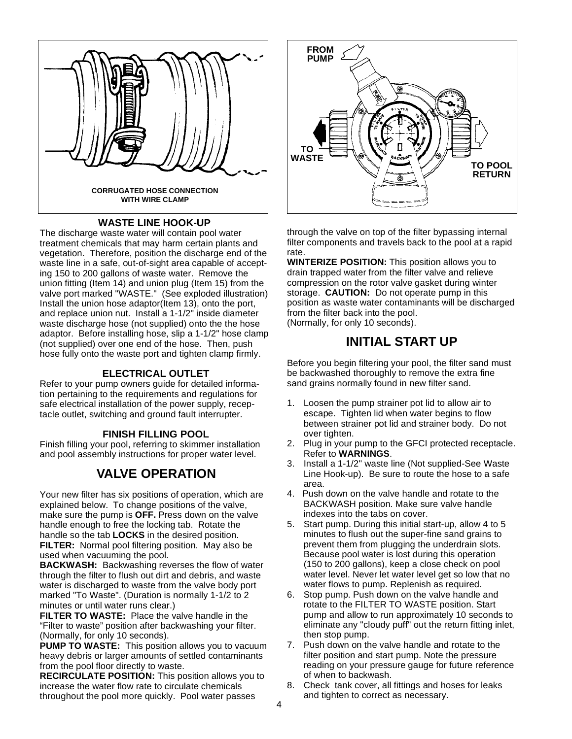CORRUGATED HOSE CONNECTION WITH WIRE CLAMP

### WASTE LINE HOOK-UP

The discharge waste water will contain pool water treatment chemicals that may harm certain plants and vegetation. Therefore, position the discharge end of the waste line in a safe, out-of-sight area capable of accepting 150 to 200 gallons of waste water. Remove the union fitting (Item 14) and union plug (Item 15) from the valve port marked "WASTE." (See exploded illustration) Install the union hose adaptor(Item 13), onto the port, and replace union nut. Install a 1-1/2" inside diameter waste discharge hose (not supplied) onto the the hose adaptor. Before installing hose, slip a 1-1/2" hose clamp (not supplied) over one end of the hose. Then, push hose fully onto the waste port and tighten clamp firmly.

### ELECTRICAL OUTLET

Refer to your pump owners guide for detailed information pertaining to the requirements and regulations for safe electrical installation of the power supply, receptacle outlet, switching and ground fault interrupter.

### FINISH FILLING POOL

Finish filling your pool, referring to skimmer installation and pool assembly instructions for proper water level.

## VALVE OPERATION

Your new filter has six positions of operation, which are explained below. To change positions of the valve, make sure the pump is **OFF.** Press down on the valve handle enough to free the locking tab. Rotate the handle so the tab **LOCKS** in the desired position.

**FILTER:** Normal pool filtering position. May also be used when vacuuming the pool.

**BACKWASH:** Backwashing reverses the flow of water through the filter to flush out dirt and debris, and waste water is discharged to waste from the valve body port marked "To Waste". (Duration is normally 1-1/2 to 2 minutes or until water runs clear.)

**FILTER TO WASTE:** Place the valve handle in the "Filter to waste" position after backwashing your filter. (Normally, for only 10 seconds).

**PUMP TO WASTE:** This position allows you to vacuum heavy debris or larger amounts of settled contaminants from the pool floor directly to waste.

**RECIRCULATE POSITION:** This position allows you to increase the water flow rate to circulate chemicals throughout the pool more quickly. Pool water passes through the valve on top of the filter bypassing internal filter components and travels back to the pool at a rapid rate.

**WINTERIZE POSITION:** This position allows you to drain trapped water from the filter valve and relieve compression on the rotor valve gasket during winter storage. **CAUTION:** Do not operate pump in this position as waste water contaminants will be discharged from the filter back into the pool.
(Normally, for only 10 seconds).

FROM PUMP — TO WASTE — TO POOL RETURN

## INITIAL START UP

Before you begin filtering your pool, the filter sand must be backwashed thoroughly to remove the extra fine sand grains normally found in new filter sand.

1. Loosen the pump strainer pot lid to allow air to escape. Tighten lid when water begins to flow between strainer pot lid and strainer body. Do not over tighten.
2. Plug in your pump to the GFCI protected receptacle. Refer to **WARNINGS**.
3. Install a 1-1/2" waste line (Not supplied-See Waste Line Hook-up). Be sure to route the hose to a safe area.
4. Push down on the valve handle and rotate to the BACKWASH position. Make sure valve handle indexes into the tabs on cover.
5. Start pump. During this initial start-up, allow 4 to 5 minutes to flush out the super-fine sand grains to prevent them from plugging the underdrain slots. Because pool water is lost during this operation (150 to 200 gallons), keep a close check on pool water level. Never let water level get so low that no water flows to pump. Replenish as required.
6. Stop pump. Push down on the valve handle and rotate to the FILTER TO WASTE position. Start pump and allow to run approximately 10 seconds to eliminate any "cloudy puff" out the return fitting inlet, then stop pump.
7. Push down on the valve handle and rotate to the filter position and start pump. Note the pressure reading on your pressure gauge for future reference of when to backwash.
8. Check tank cover, all fittings and hoses for leaks and tighten to correct as necessary.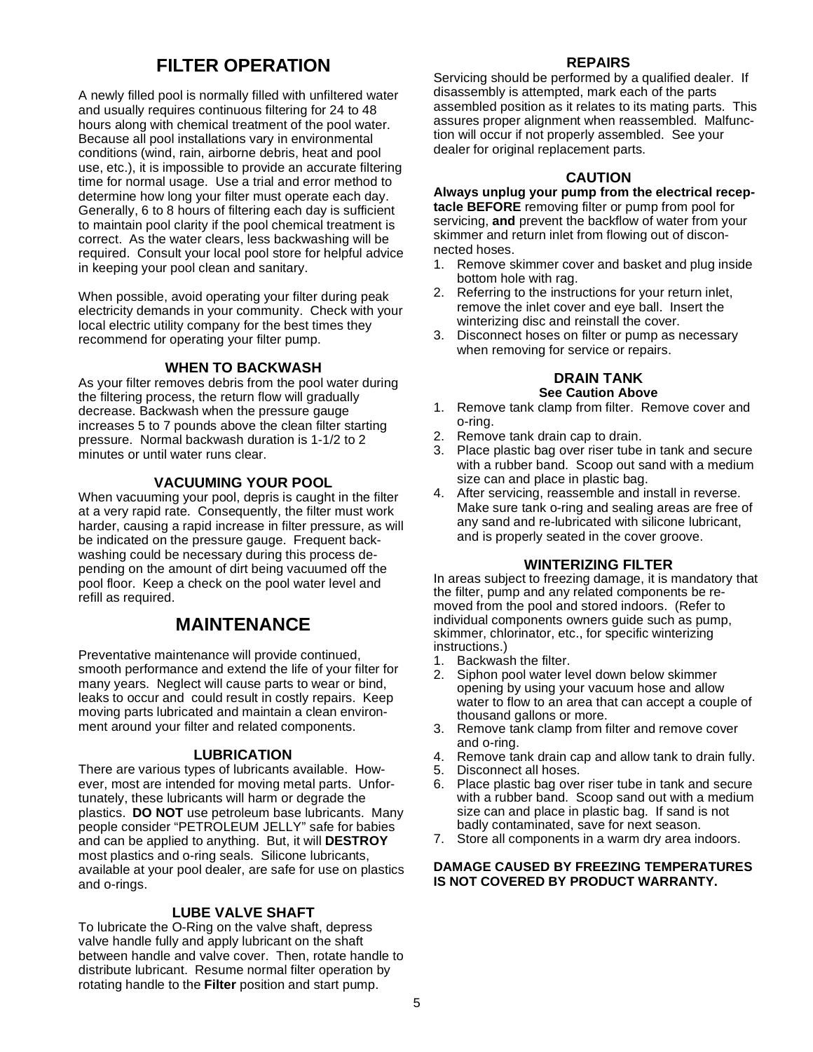# FILTER OPERATION

A newly filled pool is normally filled with unfiltered water and usually requires continuous filtering for 24 to 48 hours along with chemical treatment of the pool water. Because all pool installations vary in environmental conditions (wind, rain, airborne debris, heat and pool use, etc.), it is impossible to provide an accurate filtering time for normal usage. Use a trial and error method to determine how long your filter must operate each day. Generally, 6 to 8 hours of filtering each day is sufficient to maintain pool clarity if the pool chemical treatment is correct. As the water clears, less backwashing will be required. Consult your local pool store for helpful advice in keeping your pool clean and sanitary.

When possible, avoid operating your filter during peak electricity demands in your community. Check with your local electric utility company for the best times they recommend for operating your filter pump.

### WHEN TO BACKWASH

As your filter removes debris from the pool water during the filtering process, the return flow will gradually decrease. Backwash when the pressure gauge increases 5 to 7 pounds above the clean filter starting pressure. Normal backwash duration is 1-1/2 to 2 minutes or until water runs clear.

### VACUUMING YOUR POOL

When vacuuming your pool, depris is caught in the filter at a very rapid rate. Consequently, the filter must work harder, causing a rapid increase in filter pressure, as will be indicated on the pressure gauge. Frequent backwashing could be necessary during this process depending on the amount of dirt being vacuumed off the pool floor. Keep a check on the pool water level and refill as required.

# MAINTENANCE

Preventative maintenance will provide continued, smooth performance and extend the life of your filter for many years. Neglect will cause parts to wear or bind, leaks to occur and could result in costly repairs. Keep moving parts lubricated and maintain a clean environment around your filter and related components.

### LUBRICATION

There are various types of lubricants available. However, most are intended for moving metal parts. Unfortunately, these lubricants will harm or degrade the plastics. **DO NOT** use petroleum base lubricants. Many people consider "PETROLEUM JELLY" safe for babies and can be applied to anything. But, it will **DESTROY** most plastics and o-ring seals. Silicone lubricants, available at your pool dealer, are safe for use on plastics and o-rings.

### LUBE VALVE SHAFT

To lubricate the O-Ring on the valve shaft, depress valve handle fully and apply lubricant on the shaft between handle and valve cover. Then, rotate handle to distribute lubricant. Resume normal filter operation by rotating handle to the **Filter** position and start pump.

### REPAIRS

Servicing should be performed by a qualified dealer. If disassembly is attempted, mark each of the parts assembled position as it relates to its mating parts. This assures proper alignment when reassembled. Malfunction will occur if not properly assembled. See your dealer for original replacement parts.

### CAUTION

**Always unplug your pump from the electrical receptacle BEFORE** removing filter or pump from pool for servicing, **and** prevent the backflow of water from your skimmer and return inlet from flowing out of disconnected hoses.

1. Remove skimmer cover and basket and plug inside bottom hole with rag.
2. Referring to the instructions for your return inlet, remove the inlet cover and eye ball. Insert the winterizing disc and reinstall the cover.
3. Disconnect hoses on filter or pump as necessary when removing for service or repairs.

### DRAIN TANK

**See Caution Above**

1. Remove tank clamp from filter. Remove cover and o-ring.
2. Remove tank drain cap to drain.
3. Place plastic bag over riser tube in tank and secure with a rubber band. Scoop out sand with a medium size can and place in plastic bag.
4. After servicing, reassemble and install in reverse. Make sure tank o-ring and sealing areas are free of any sand and re-lubricated with silicone lubricant, and is properly seated in the cover groove.

### WINTERIZING FILTER

In areas subject to freezing damage, it is mandatory that the filter, pump and any related components be removed from the pool and stored indoors. (Refer to individual components owners guide such as pump, skimmer, chlorinator, etc., for specific winterizing instructions.)

1. Backwash the filter.
2. Siphon pool water level down below skimmer opening by using your vacuum hose and allow water to flow to an area that can accept a couple of thousand gallons or more.
3. Remove tank clamp from filter and remove cover and o-ring.
4. Remove tank drain cap and allow tank to drain fully.
5. Disconnect all hoses.
6. Place plastic bag over riser tube in tank and secure with a rubber band. Scoop sand out with a medium size can and place in plastic bag. If sand is not badly contaminated, save for next season.
7. Store all components in a warm dry area indoors.

**DAMAGE CAUSED BY FREEZING TEMPERATURES IS NOT COVERED BY PRODUCT WARRANTY.**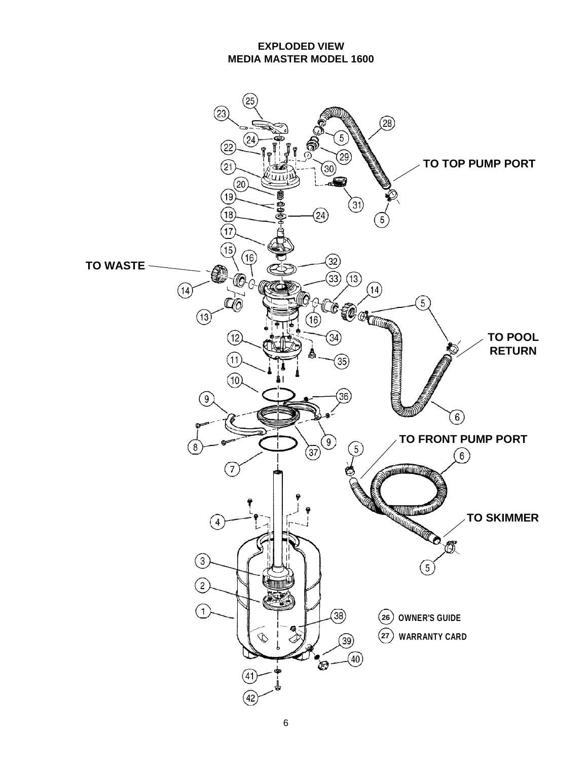# EXPLODED VIEW
## MEDIA MASTER MODEL 1600

TO TOP PUMP PORT

TO WASTE

TO POOL RETURN

TO FRONT PUMP PORT

TO SKIMMER

26 OWNER'S GUIDE

27 WARRANTY CARD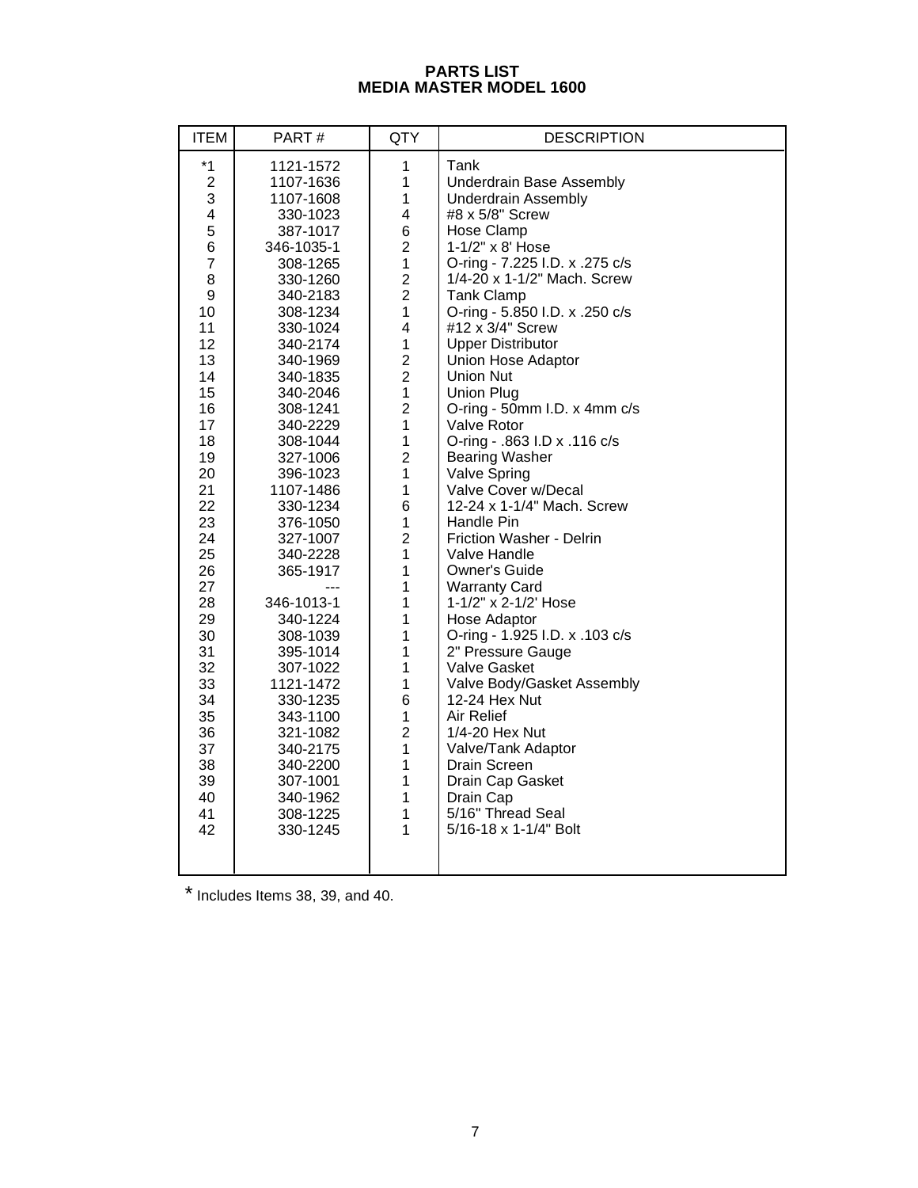# PARTS LIST
# MEDIA MASTER MODEL 1600

| ITEM | PART # | QTY | DESCRIPTION |
|---|---|---|---|
| *1 | 1121-1572 | 1 | Tank |
| 2 | 1107-1636 | 1 | Underdrain Base Assembly |
| 3 | 1107-1608 | 1 | Underdrain Assembly |
| 4 | 330-1023 | 4 | #8 x 5/8" Screw |
| 5 | 387-1017 | 6 | Hose Clamp |
| 6 | 346-1035-1 | 2 | 1-1/2" x 8' Hose |
| 7 | 308-1265 | 1 | O-ring - 7.225 I.D. x .275 c/s |
| 8 | 330-1260 | 2 | 1/4-20 x 1-1/2" Mach. Screw |
| 9 | 340-2183 | 2 | Tank Clamp |
| 10 | 308-1234 | 1 | O-ring - 5.850 I.D. x .250 c/s |
| 11 | 330-1024 | 4 | #12 x 3/4" Screw |
| 12 | 340-2174 | 1 | Upper Distributor |
| 13 | 340-1969 | 2 | Union Hose Adaptor |
| 14 | 340-1835 | 2 | Union Nut |
| 15 | 340-2046 | 1 | Union Plug |
| 16 | 308-1241 | 2 | O-ring - 50mm I.D. x 4mm c/s |
| 17 | 340-2229 | 1 | Valve Rotor |
| 18 | 308-1044 | 1 | O-ring - .863 I.D x .116 c/s |
| 19 | 327-1006 | 2 | Bearing Washer |
| 20 | 396-1023 | 1 | Valve Spring |
| 21 | 1107-1486 | 1 | Valve Cover w/Decal |
| 22 | 330-1234 | 6 | 12-24 x 1-1/4" Mach. Screw |
| 23 | 376-1050 | 1 | Handle Pin |
| 24 | 327-1007 | 2 | Friction Washer - Delrin |
| 25 | 340-2228 | 1 | Valve Handle |
| 26 | 365-1917 | 1 | Owner's Guide |
| 27 | --- | 1 | Warranty Card |
| 28 | 346-1013-1 | 1 | 1-1/2" x 2-1/2' Hose |
| 29 | 340-1224 | 1 | Hose Adaptor |
| 30 | 308-1039 | 1 | O-ring - 1.925 I.D. x .103 c/s |
| 31 | 395-1014 | 1 | 2" Pressure Gauge |
| 32 | 307-1022 | 1 | Valve Gasket |
| 33 | 1121-1472 | 1 | Valve Body/Gasket Assembly |
| 34 | 330-1235 | 6 | 12-24 Hex Nut |
| 35 | 343-1100 | 1 | Air Relief |
| 36 | 321-1082 | 2 | 1/4-20 Hex Nut |
| 37 | 340-2175 | 1 | Valve/Tank Adaptor |
| 38 | 340-2200 | 1 | Drain Screen |
| 39 | 307-1001 | 1 | Drain Cap Gasket |
| 40 | 340-1962 | 1 | Drain Cap |
| 41 | 308-1225 | 1 | 5/16" Thread Seal |
| 42 | 330-1245 | 1 | 5/16-18 x 1-1/4" Bolt |

* Includes Items 38, 39, and 40.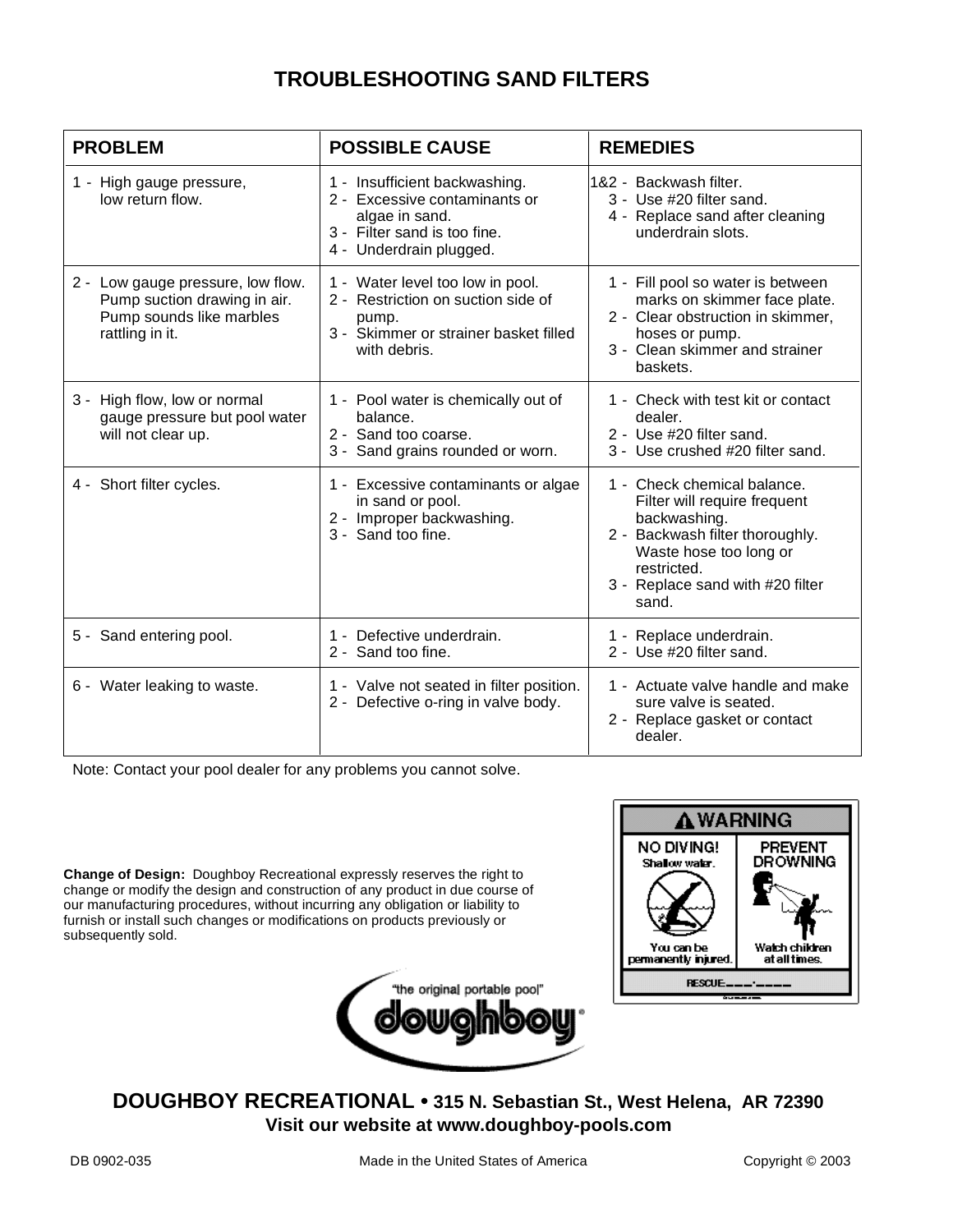# TROUBLESHOOTING SAND FILTERS

| PROBLEM | POSSIBLE CAUSE | REMEDIES |
|---|---|---|
| 1 - High gauge pressure, low return flow. | 1 - Insufficient backwashing.<br>2 - Excessive contaminants or algae in sand.<br>3 - Filter sand is too fine.<br>4 - Underdrain plugged. | 1&2 - Backwash filter.<br>3 - Use #20 filter sand.<br>4 - Replace sand after cleaning underdrain slots. |
| 2 - Low gauge pressure, low flow. Pump suction drawing in air. Pump sounds like marbles rattling in it. | 1 - Water level too low in pool.<br>2 - Restriction on suction side of pump.<br>3 - Skimmer or strainer basket filled with debris. | 1 - Fill pool so water is between marks on skimmer face plate.<br>2 - Clear obstruction in skimmer, hoses or pump.<br>3 - Clean skimmer and strainer baskets. |
| 3 - High flow, low or normal gauge pressure but pool water will not clear up. | 1 - Pool water is chemically out of balance.<br>2 - Sand too coarse.<br>3 - Sand grains rounded or worn. | 1 - Check with test kit or contact dealer.<br>2 - Use #20 filter sand.<br>3 - Use crushed #20 filter sand. |
| 4 - Short filter cycles. | 1 - Excessive contaminants or algae in sand or pool.<br>2 - Improper backwashing.<br>3 - Sand too fine. | 1 - Check chemical balance. Filter will require frequent backwashing.<br>2 - Backwash filter thoroughly. Waste hose too long or restricted.<br>3 - Replace sand with #20 filter sand. |
| 5 - Sand entering pool. | 1 - Defective underdrain.<br>2 - Sand too fine. | 1 - Replace underdrain.<br>2 - Use #20 filter sand. |
| 6 - Water leaking to waste. | 1 - Valve not seated in filter position.<br>2 - Defective o-ring in valve body. | 1 - Actuate valve handle and make sure valve is seated.<br>2 - Replace gasket or contact dealer. |

Note: Contact your pool dealer for any problems you cannot solve.

**Change of Design:** Doughboy Recreational expressly reserves the right to change or modify the design and construction of any product in due course of our manufacturing procedures, without incurring any obligation or liability to furnish or install such changes or modifications on products previously or subsequently sold.

WARNING

NO DIVING! Shallow water. You can be permanently injured.

PREVENT DROWNING. Watch children at all times.

RESCUE ___-____

"the original portable pool"

doughboy

**DOUGHBOY RECREATIONAL • 315 N. Sebastian St., West Helena, AR 72390**

**Visit our website at www.doughboy-pools.com**

DB 0902-035 — Made in the United States of America — Copyright © 2003